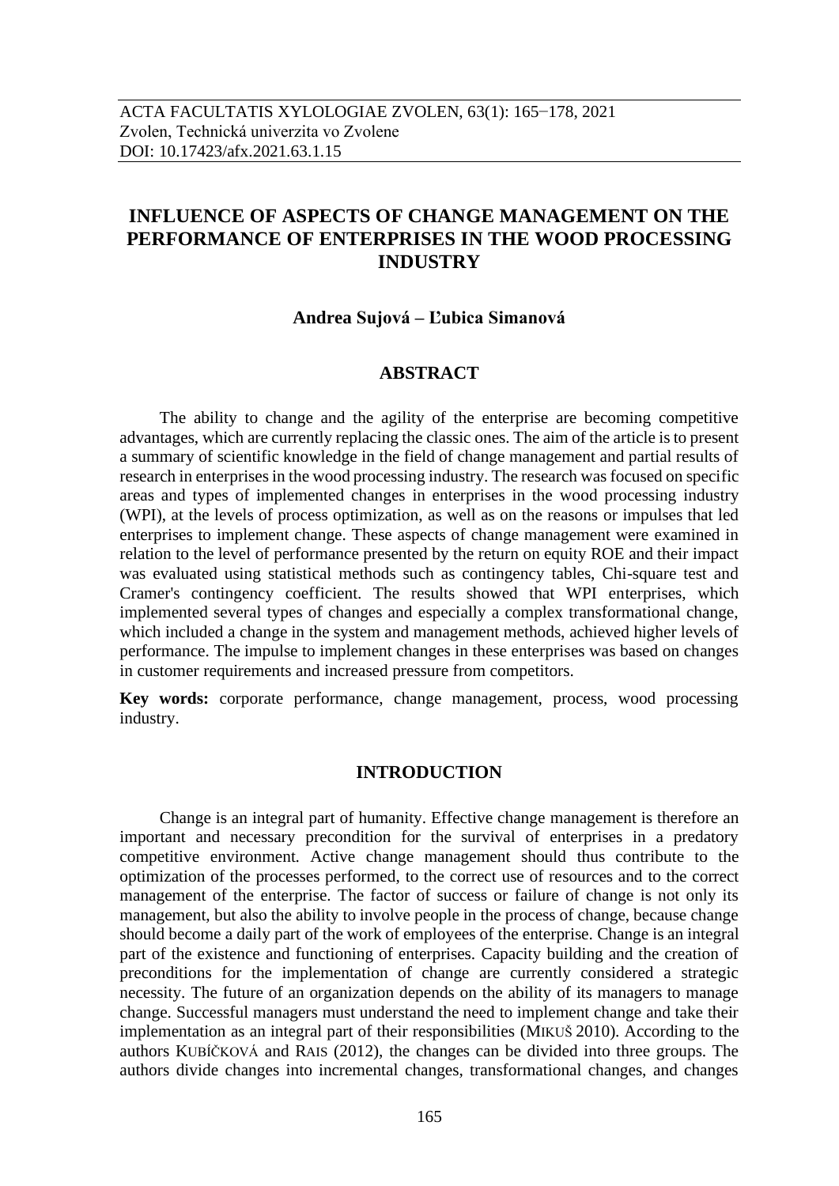ACTA FACULTATIS XYLOLOGIAE ZVOLEN, 63(1): 165−178, 2021
Zvolen, Technická univerzita vo Zvolene
DOI: 10.17423/afx.2021.63.1.15

# INFLUENCE OF ASPECTS OF CHANGE MANAGEMENT ON THE PERFORMANCE OF ENTERPRISES IN THE WOOD PROCESSING INDUSTRY

**Andrea Sujová – Ľubica Simanová**

## ABSTRACT

The ability to change and the agility of the enterprise are becoming competitive advantages, which are currently replacing the classic ones. The aim of the article is to present a summary of scientific knowledge in the field of change management and partial results of research in enterprises in the wood processing industry. The research was focused on specific areas and types of implemented changes in enterprises in the wood processing industry (WPI), at the levels of process optimization, as well as on the reasons or impulses that led enterprises to implement change. These aspects of change management were examined in relation to the level of performance presented by the return on equity ROE and their impact was evaluated using statistical methods such as contingency tables, Chi-square test and Cramer's contingency coefficient. The results showed that WPI enterprises, which implemented several types of changes and especially a complex transformational change, which included a change in the system and management methods, achieved higher levels of performance. The impulse to implement changes in these enterprises was based on changes in customer requirements and increased pressure from competitors.

**Key words:** corporate performance, change management, process, wood processing industry.

## INTRODUCTION

Change is an integral part of humanity. Effective change management is therefore an important and necessary precondition for the survival of enterprises in a predatory competitive environment. Active change management should thus contribute to the optimization of the processes performed, to the correct use of resources and to the correct management of the enterprise. The factor of success or failure of change is not only its management, but also the ability to involve people in the process of change, because change should become a daily part of the work of employees of the enterprise. Change is an integral part of the existence and functioning of enterprises. Capacity building and the creation of preconditions for the implementation of change are currently considered a strategic necessity. The future of an organization depends on the ability of its managers to manage change. Successful managers must understand the need to implement change and take their implementation as an integral part of their responsibilities (MIKUŠ 2010). According to the authors KUBÍČKOVÁ and RAIS (2012), the changes can be divided into three groups. The authors divide changes into incremental changes, transformational changes, and changes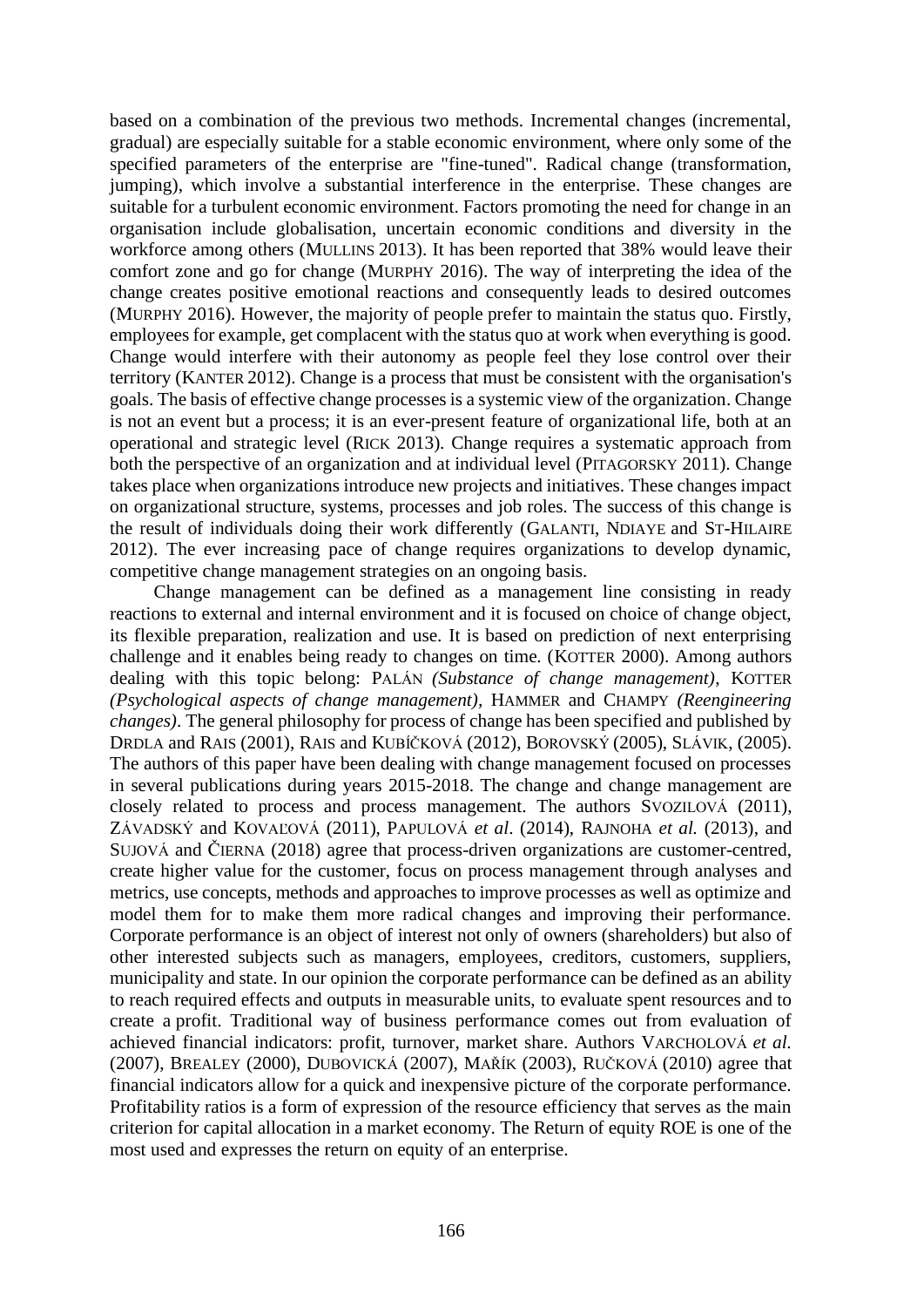based on a combination of the previous two methods. Incremental changes (incremental, gradual) are especially suitable for a stable economic environment, where only some of the specified parameters of the enterprise are "fine-tuned". Radical change (transformation, jumping), which involve a substantial interference in the enterprise. These changes are suitable for a turbulent economic environment. Factors promoting the need for change in an organisation include globalisation, uncertain economic conditions and diversity in the workforce among others (MULLINS 2013). It has been reported that 38% would leave their comfort zone and go for change (MURPHY 2016). The way of interpreting the idea of the change creates positive emotional reactions and consequently leads to desired outcomes (MURPHY 2016). However, the majority of people prefer to maintain the status quo. Firstly, employees for example, get complacent with the status quo at work when everything is good. Change would interfere with their autonomy as people feel they lose control over their territory (KANTER 2012). Change is a process that must be consistent with the organisation's goals. The basis of effective change processes is a systemic view of the organization. Change is not an event but a process; it is an ever-present feature of organizational life, both at an operational and strategic level (RICK 2013). Change requires a systematic approach from both the perspective of an organization and at individual level (PITAGORSKY 2011). Change takes place when organizations introduce new projects and initiatives. These changes impact on organizational structure, systems, processes and job roles. The success of this change is the result of individuals doing their work differently (GALANTI, NDIAYE and ST-HILAIRE 2012). The ever increasing pace of change requires organizations to develop dynamic, competitive change management strategies on an ongoing basis.

Change management can be defined as a management line consisting in ready reactions to external and internal environment and it is focused on choice of change object, its flexible preparation, realization and use. It is based on prediction of next enterprising challenge and it enables being ready to changes on time. (KOTTER 2000). Among authors dealing with this topic belong: PALÁN *(Substance of change management)*, KOTTER *(Psychological aspects of change management)*, HAMMER and CHAMPY *(Reengineering changes)*. The general philosophy for process of change has been specified and published by DRDLA and RAIS (2001), RAIS and KUBÍČKOVÁ (2012), BOROVSKÝ (2005), SLÁVIK, (2005). The authors of this paper have been dealing with change management focused on processes in several publications during years 2015-2018. The change and change management are closely related to process and process management. The authors SVOZILOVÁ (2011), ZÁVADSKÝ and KOVAĽOVÁ (2011), PAPULOVÁ *et al*. (2014), RAJNOHA *et al.* (2013), and SUJOVÁ and ČIERNA (2018) agree that process-driven organizations are customer-centred, create higher value for the customer, focus on process management through analyses and metrics, use concepts, methods and approaches to improve processes as well as optimize and model them for to make them more radical changes and improving their performance. Corporate performance is an object of interest not only of owners (shareholders) but also of other interested subjects such as managers, employees, creditors, customers, suppliers, municipality and state. In our opinion the corporate performance can be defined as an ability to reach required effects and outputs in measurable units, to evaluate spent resources and to create a profit. Traditional way of business performance comes out from evaluation of achieved financial indicators: profit, turnover, market share. Authors VARCHOLOVÁ *et al.* (2007), BREALEY (2000), DUBOVICKÁ (2007), MAŘÍK (2003), RUČKOVÁ (2010) agree that financial indicators allow for a quick and inexpensive picture of the corporate performance. Profitability ratios is a form of expression of the resource efficiency that serves as the main criterion for capital allocation in a market economy. The Return of equity ROE is one of the most used and expresses the return on equity of an enterprise.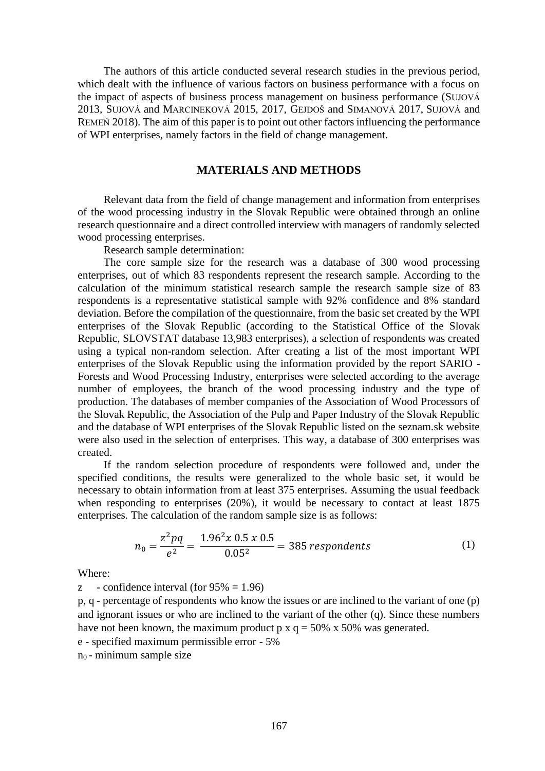The authors of this article conducted several research studies in the previous period, which dealt with the influence of various factors on business performance with a focus on the impact of aspects of business process management on business performance (SUJOVÁ 2013, SUJOVÁ and MARCINEKOVÁ 2015, 2017, GEJDOŠ and SIMANOVÁ 2017, SUJOVÁ and REMEŇ 2018). The aim of this paper is to point out other factors influencing the performance of WPI enterprises, namely factors in the field of change management.

## MATERIALS AND METHODS

Relevant data from the field of change management and information from enterprises of the wood processing industry in the Slovak Republic were obtained through an online research questionnaire and a direct controlled interview with managers of randomly selected wood processing enterprises.

Research sample determination:

The core sample size for the research was a database of 300 wood processing enterprises, out of which 83 respondents represent the research sample. According to the calculation of the minimum statistical research sample the research sample size of 83 respondents is a representative statistical sample with 92% confidence and 8% standard deviation. Before the compilation of the questionnaire, from the basic set created by the WPI enterprises of the Slovak Republic (according to the Statistical Office of the Slovak Republic, SLOVSTAT database 13,983 enterprises), a selection of respondents was created using a typical non-random selection. After creating a list of the most important WPI enterprises of the Slovak Republic using the information provided by the report SARIO - Forests and Wood Processing Industry, enterprises were selected according to the average number of employees, the branch of the wood processing industry and the type of production. The databases of member companies of the Association of Wood Processors of the Slovak Republic, the Association of the Pulp and Paper Industry of the Slovak Republic and the database of WPI enterprises of the Slovak Republic listed on the seznam.sk website were also used in the selection of enterprises. This way, a database of 300 enterprises was created.

If the random selection procedure of respondents were followed and, under the specified conditions, the results were generalized to the whole basic set, it would be necessary to obtain information from at least 375 enterprises. Assuming the usual feedback when responding to enterprises (20%), it would be necessary to contact at least 1875 enterprises. The calculation of the random sample size is as follows:

$$n_0 = \frac{z^2 pq}{e^2} = \frac{1.96^2 x\ 0.5\ x\ 0.5}{0.05^2} = 385\ respondents \tag{1}$$

Where:

$z$ - confidence interval (for 95% = 1.96)

$p$, $q$ - percentage of respondents who know the issues or are inclined to the variant of one ($p$) and ignorant issues or who are inclined to the variant of the other ($q$). Since these numbers have not been known, the maximum product p x q = 50% x 50% was generated.

$e$ - specified maximum permissible error - 5%

$n_0$ - minimum sample size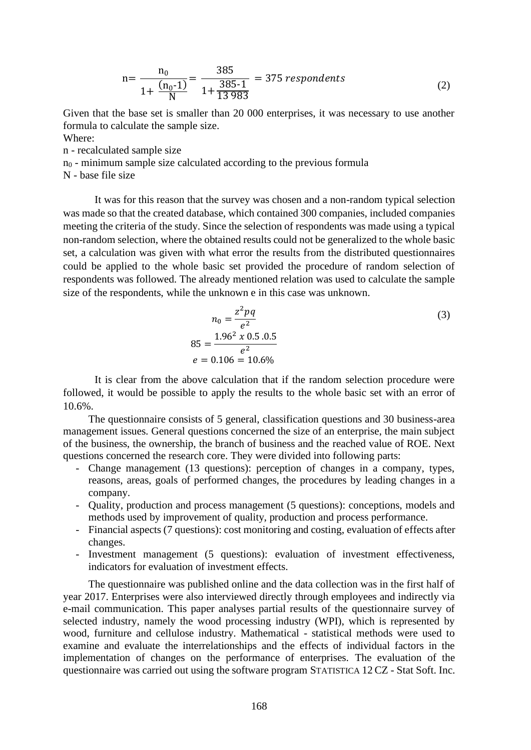$$n = \frac{n_0}{1+\frac{(n_0-1)}{N}} = \frac{385}{1+\frac{385-1}{13\,983}} = 375\ respondents \tag{2}$$

Given that the base set is smaller than 20 000 enterprises, it was necessary to use another formula to calculate the sample size.

Where:

n - recalculated sample size

$n_0$ - minimum sample size calculated according to the previous formula

N - base file size

It was for this reason that the survey was chosen and a non-random typical selection was made so that the created database, which contained 300 companies, included companies meeting the criteria of the study. Since the selection of respondents was made using a typical non-random selection, where the obtained results could not be generalized to the whole basic set, a calculation was given with what error the results from the distributed questionnaires could be applied to the whole basic set provided the procedure of random selection of respondents was followed. The already mentioned relation was used to calculate the sample size of the respondents, while the unknown e in this case was unknown.

$$n_0 = \frac{z^2pq}{e^2} \tag{3}$$

$$85 = \frac{1.96^2\ x\ 0.5\ .0.5}{e^2}$$

$$e = 0.106 = 10.6\%$$

It is clear from the above calculation that if the random selection procedure were followed, it would be possible to apply the results to the whole basic set with an error of 10.6%.

The questionnaire consists of 5 general, classification questions and 30 business-area management issues. General questions concerned the size of an enterprise, the main subject of the business, the ownership, the branch of business and the reached value of ROE. Next questions concerned the research core. They were divided into following parts:

- Change management (13 questions): perception of changes in a company, types, reasons, areas, goals of performed changes, the procedures by leading changes in a company.
- Quality, production and process management (5 questions): conceptions, models and methods used by improvement of quality, production and process performance.
- Financial aspects (7 questions): cost monitoring and costing, evaluation of effects after changes.
- Investment management (5 questions): evaluation of investment effectiveness, indicators for evaluation of investment effects.

The questionnaire was published online and the data collection was in the first half of year 2017. Enterprises were also interviewed directly through employees and indirectly via e-mail communication. This paper analyses partial results of the questionnaire survey of selected industry, namely the wood processing industry (WPI), which is represented by wood, furniture and cellulose industry. Mathematical - statistical methods were used to examine and evaluate the interrelationships and the effects of individual factors in the implementation of changes on the performance of enterprises. The evaluation of the questionnaire was carried out using the software program STATISTICA 12 CZ - Stat Soft. Inc.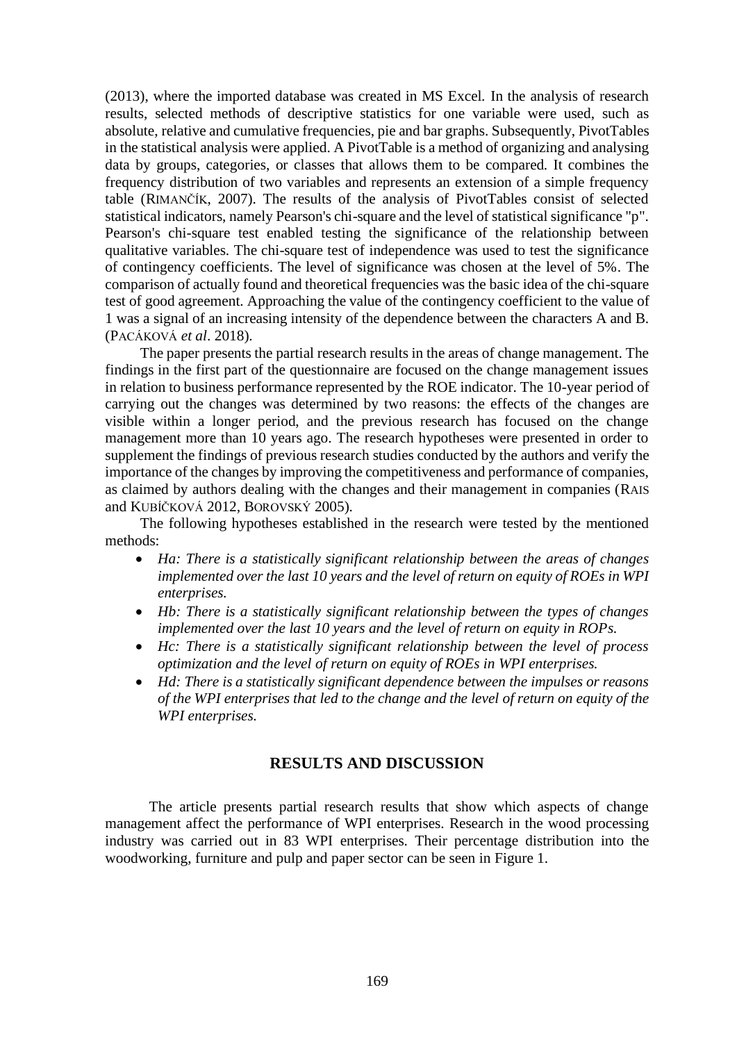(2013), where the imported database was created in MS Excel. In the analysis of research results, selected methods of descriptive statistics for one variable were used, such as absolute, relative and cumulative frequencies, pie and bar graphs. Subsequently, PivotTables in the statistical analysis were applied. A PivotTable is a method of organizing and analysing data by groups, categories, or classes that allows them to be compared. It combines the frequency distribution of two variables and represents an extension of a simple frequency table (RIMANČÍK, 2007). The results of the analysis of PivotTables consist of selected statistical indicators, namely Pearson's chi-square and the level of statistical significance "p". Pearson's chi-square test enabled testing the significance of the relationship between qualitative variables. The chi-square test of independence was used to test the significance of contingency coefficients. The level of significance was chosen at the level of 5%. The comparison of actually found and theoretical frequencies was the basic idea of the chi-square test of good agreement. Approaching the value of the contingency coefficient to the value of 1 was a signal of an increasing intensity of the dependence between the characters A and B. (PACÁKOVÁ *et al*. 2018).

The paper presents the partial research results in the areas of change management. The findings in the first part of the questionnaire are focused on the change management issues in relation to business performance represented by the ROE indicator. The 10-year period of carrying out the changes was determined by two reasons: the effects of the changes are visible within a longer period, and the previous research has focused on the change management more than 10 years ago. The research hypotheses were presented in order to supplement the findings of previous research studies conducted by the authors and verify the importance of the changes by improving the competitiveness and performance of companies, as claimed by authors dealing with the changes and their management in companies (RAIS and KUBÍČKOVÁ 2012, BOROVSKÝ 2005).

The following hypotheses established in the research were tested by the mentioned methods:

- *Ha: There is a statistically significant relationship between the areas of changes implemented over the last 10 years and the level of return on equity of ROEs in WPI enterprises.*
- *Hb: There is a statistically significant relationship between the types of changes implemented over the last 10 years and the level of return on equity in ROPs.*
- *Hc: There is a statistically significant relationship between the level of process optimization and the level of return on equity of ROEs in WPI enterprises.*
- *Hd: There is a statistically significant dependence between the impulses or reasons of the WPI enterprises that led to the change and the level of return on equity of the WPI enterprises.*

## RESULTS AND DISCUSSION

The article presents partial research results that show which aspects of change management affect the performance of WPI enterprises. Research in the wood processing industry was carried out in 83 WPI enterprises. Their percentage distribution into the woodworking, furniture and pulp and paper sector can be seen in Figure 1.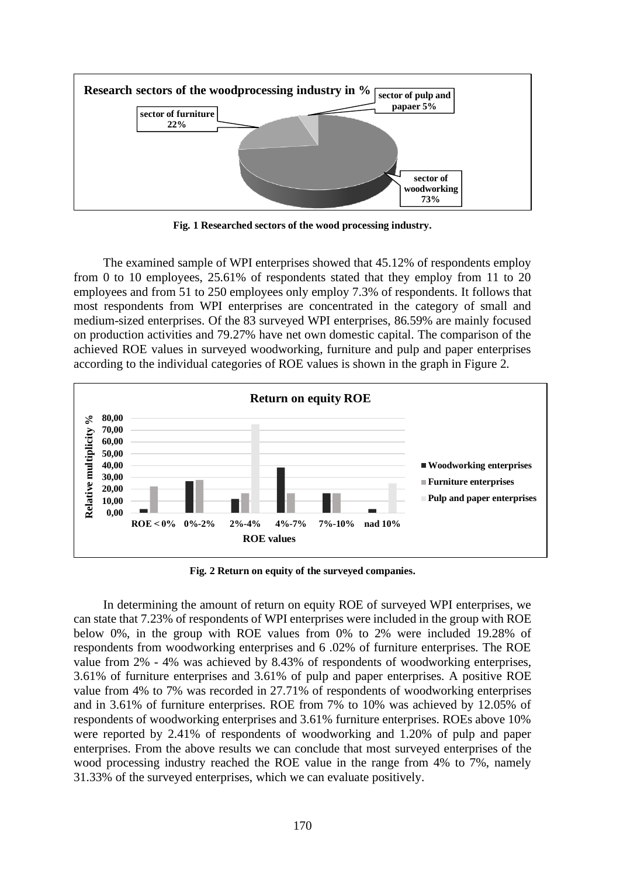Fig. 1 Researched sectors of the wood processing industry.

The examined sample of WPI enterprises showed that 45.12% of respondents employ from 0 to 10 employees, 25.61% of respondents stated that they employ from 11 to 20 employees and from 51 to 250 employees only employ 7.3% of respondents. It follows that most respondents from WPI enterprises are concentrated in the category of small and medium-sized enterprises. Of the 83 surveyed WPI enterprises, 86.59% are mainly focused on production activities and 79.27% have net own domestic capital. The comparison of the achieved ROE values in surveyed woodworking, furniture and pulp and paper enterprises according to the individual categories of ROE values is shown in the graph in Figure 2.

Fig. 2 Return on equity of the surveyed companies.

In determining the amount of return on equity ROE of surveyed WPI enterprises, we can state that 7.23% of respondents of WPI enterprises were included in the group with ROE below 0%, in the group with ROE values from 0% to 2% were included 19.28% of respondents from woodworking enterprises and 6 .02% of furniture enterprises. The ROE value from 2% - 4% was achieved by 8.43% of respondents of woodworking enterprises, 3.61% of furniture enterprises and 3.61% of pulp and paper enterprises. A positive ROE value from 4% to 7% was recorded in 27.71% of respondents of woodworking enterprises and in 3.61% of furniture enterprises. ROE from 7% to 10% was achieved by 12.05% of respondents of woodworking enterprises and 3.61% furniture enterprises. ROEs above 10% were reported by 2.41% of respondents of woodworking and 1.20% of pulp and paper enterprises. From the above results we can conclude that most surveyed enterprises of the wood processing industry reached the ROE value in the range from 4% to 7%, namely 31.33% of the surveyed enterprises, which we can evaluate positively.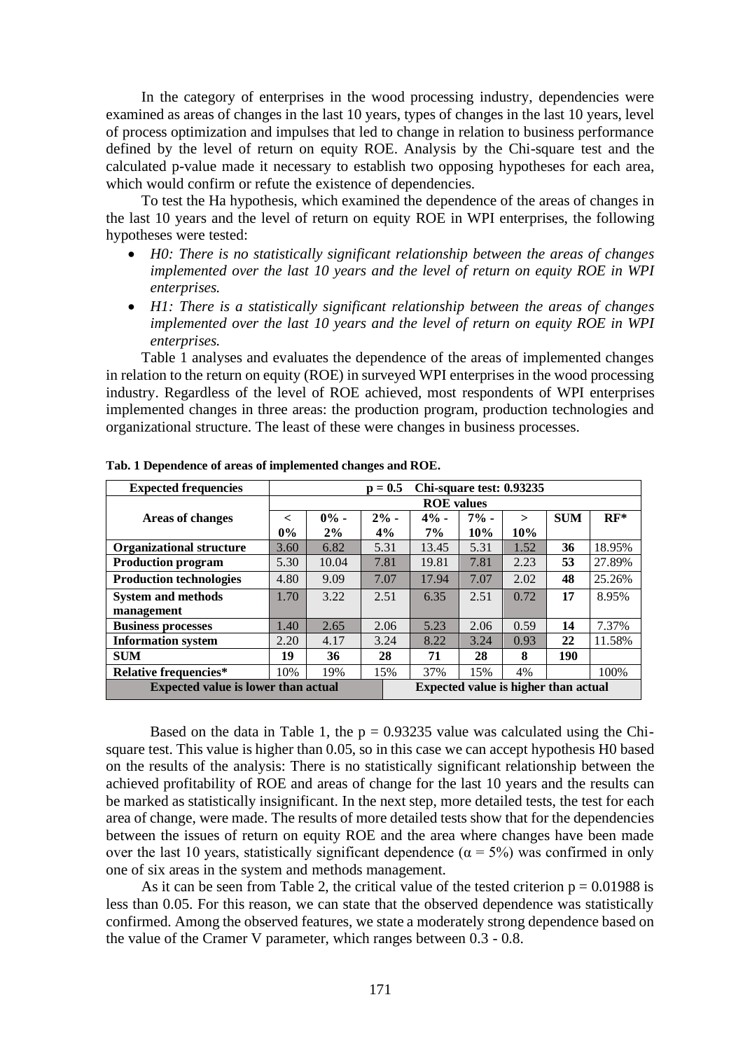In the category of enterprises in the wood processing industry, dependencies were examined as areas of changes in the last 10 years, types of changes in the last 10 years, level of process optimization and impulses that led to change in relation to business performance defined by the level of return on equity ROE. Analysis by the Chi-square test and the calculated p-value made it necessary to establish two opposing hypotheses for each area, which would confirm or refute the existence of dependencies.

To test the Ha hypothesis, which examined the dependence of the areas of changes in the last 10 years and the level of return on equity ROE in WPI enterprises, the following hypotheses were tested:

- *H0: There is no statistically significant relationship between the areas of changes implemented over the last 10 years and the level of return on equity ROE in WPI enterprises.*
- *H1: There is a statistically significant relationship between the areas of changes implemented over the last 10 years and the level of return on equity ROE in WPI enterprises.*

Table 1 analyses and evaluates the dependence of the areas of implemented changes in relation to the return on equity (ROE) in surveyed WPI enterprises in the wood processing industry. Regardless of the level of ROE achieved, most respondents of WPI enterprises implemented changes in three areas: the production program, production technologies and organizational structure. The least of these were changes in business processes.

**Tab. 1 Dependence of areas of implemented changes and ROE.**

| **Expected frequencies** | **p = 0.5 Chi-square test: 0.93235** | | | | | | | |
|---|---|---|---|---|---|---|---|---|
| **Areas of changes** | **ROE values** | | | | | | | |
| | **< 0%** | **0% - 2%** | **2% - 4%** | **4% - 7%** | **7% - 10%** | **> 10%** | **SUM** | **RF*** |
| **Organizational structure** | 3.60 | 6.82 | 5.31 | 13.45 | 5.31 | 1.52 | **36** | 18.95% |
| **Production program** | 5.30 | 10.04 | 7.81 | 19.81 | 7.81 | 2.23 | **53** | 27.89% |
| **Production technologies** | 4.80 | 9.09 | 7.07 | 17.94 | 7.07 | 2.02 | **48** | 25.26% |
| **System and methods management** | 1.70 | 3.22 | 2.51 | 6.35 | 2.51 | 0.72 | **17** | 8.95% |
| **Business processes** | 1.40 | 2.65 | 2.06 | 5.23 | 2.06 | 0.59 | **14** | 7.37% |
| **Information system** | 2.20 | 4.17 | 3.24 | 8.22 | 3.24 | 0.93 | **22** | 11.58% |
| **SUM** | **19** | **36** | **28** | **71** | **28** | **8** | **190** | |
| **Relative frequencies*** | 10% | 19% | 15% | 37% | 15% | 4% | | 100% |
| **Expected value is lower than actual** | | | **Expected value is higher than actual** | | | | | |

Based on the data in Table 1, the p = 0.93235 value was calculated using the Chi-square test. This value is higher than 0.05, so in this case we can accept hypothesis H0 based on the results of the analysis: There is no statistically significant relationship between the achieved profitability of ROE and areas of change for the last 10 years and the results can be marked as statistically insignificant. In the next step, more detailed tests, the test for each area of change, were made. The results of more detailed tests show that for the dependencies between the issues of return on equity ROE and the area where changes have been made over the last 10 years, statistically significant dependence ($\alpha = 5\%$) was confirmed in only one of six areas in the system and methods management.

As it can be seen from Table 2, the critical value of the tested criterion p = 0.01988 is less than 0.05. For this reason, we can state that the observed dependence was statistically confirmed. Among the observed features, we state a moderately strong dependence based on the value of the Cramer V parameter, which ranges between 0.3 - 0.8.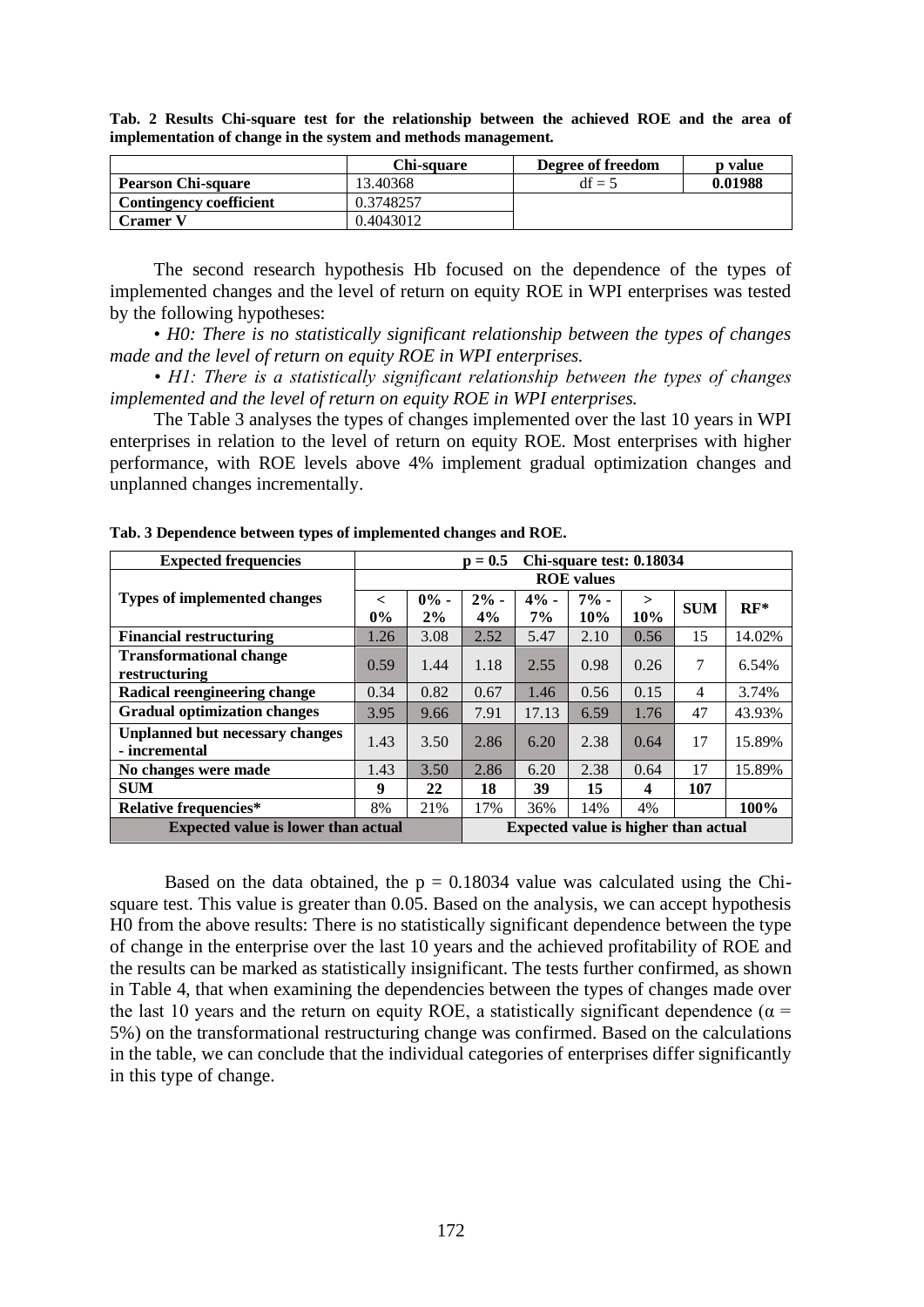**Tab. 2 Results Chi-square test for the relationship between the achieved ROE and the area of implementation of change in the system and methods management.**

| | Chi-square | Degree of freedom | p value |
|---|---|---|---|
| **Pearson Chi-square** | 13.40368 | df = 5 | **0.01988** |
| **Contingency coefficient** | 0.3748257 | | |
| **Cramer V** | 0.4043012 | | |

The second research hypothesis Hb focused on the dependence of the types of implemented changes and the level of return on equity ROE in WPI enterprises was tested by the following hypotheses:

• *H0: There is no statistically significant relationship between the types of changes made and the level of return on equity ROE in WPI enterprises.*

• *H1: There is a statistically significant relationship between the types of changes implemented and the level of return on equity ROE in WPI enterprises.*

The Table 3 analyses the types of changes implemented over the last 10 years in WPI enterprises in relation to the level of return on equity ROE. Most enterprises with higher performance, with ROE levels above 4% implement gradual optimization changes and unplanned changes incrementally.

**Tab. 3 Dependence between types of implemented changes and ROE.**

| **Expected frequencies** | **p = 0.5 Chi-square test: 0.18034** | | | | | | | |
|---|---|---|---|---|---|---|---|---|
| **Types of implemented changes** | **ROE values** | | | | | | | |
| | **< 0%** | **0% - 2%** | **2% - 4%** | **4% - 7%** | **7% - 10%** | **> 10%** | **SUM** | **RF*** |
| **Financial restructuring** | 1.26 | 3.08 | 2.52 | 5.47 | 2.10 | 0.56 | 15 | 14.02% |
| **Transformational change restructuring** | 0.59 | 1.44 | 1.18 | 2.55 | 0.98 | 0.26 | 7 | 6.54% |
| **Radical reengineering change** | 0.34 | 0.82 | 0.67 | 1.46 | 0.56 | 0.15 | 4 | 3.74% |
| **Gradual optimization changes** | 3.95 | 9.66 | 7.91 | 17.13 | 6.59 | 1.76 | 47 | 43.93% |
| **Unplanned but necessary changes - incremental** | 1.43 | 3.50 | 2.86 | 6.20 | 2.38 | 0.64 | 17 | 15.89% |
| **No changes were made** | 1.43 | 3.50 | 2.86 | 6.20 | 2.38 | 0.64 | 17 | 15.89% |
| **SUM** | **9** | **22** | **18** | **39** | **15** | **4** | **107** | |
| **Relative frequencies*** | 8% | 21% | 17% | 36% | 14% | 4% | | **100%** |
| **Expected value is lower than actual** | | | **Expected value is higher than actual** | | | | | |

Based on the data obtained, the p = 0.18034 value was calculated using the Chi-square test. This value is greater than 0.05. Based on the analysis, we can accept hypothesis H0 from the above results: There is no statistically significant dependence between the type of change in the enterprise over the last 10 years and the achieved profitability of ROE and the results can be marked as statistically insignificant. The tests further confirmed, as shown in Table 4, that when examining the dependencies between the types of changes made over the last 10 years and the return on equity ROE, a statistically significant dependence ($\alpha$ = 5%) on the transformational restructuring change was confirmed. Based on the calculations in the table, we can conclude that the individual categories of enterprises differ significantly in this type of change.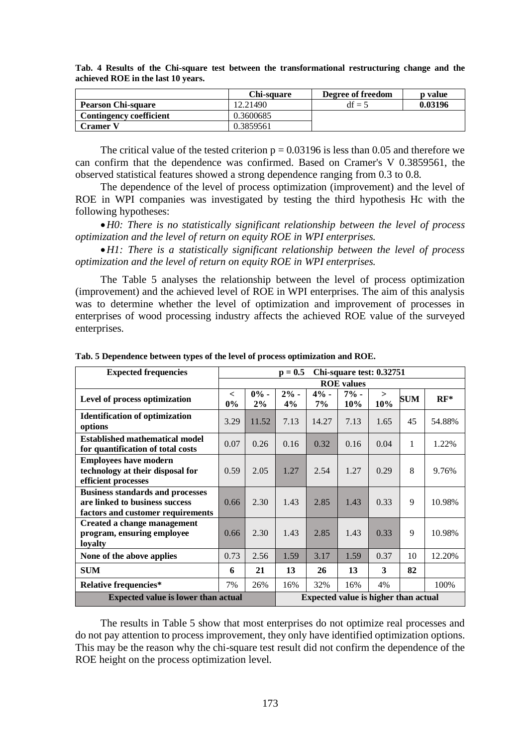**Tab. 4 Results of the Chi-square test between the transformational restructuring change and the achieved ROE in the last 10 years.**

| | Chi-square | Degree of freedom | p value |
|---|---|---|---|
| **Pearson Chi-square** | 12.21490 | df = 5 | **0.03196** |
| **Contingency coefficient** | 0.3600685 | | |
| **Cramer V** | 0.3859561 | | |

The critical value of the tested criterion p = 0.03196 is less than 0.05 and therefore we can confirm that the dependence was confirmed. Based on Cramer's V 0.3859561, the observed statistical features showed a strong dependence ranging from 0.3 to 0.8.

The dependence of the level of process optimization (improvement) and the level of ROE in WPI companies was investigated by testing the third hypothesis Hc with the following hypotheses:

- *H0: There is no statistically significant relationship between the level of process optimization and the level of return on equity ROE in WPI enterprises.*
- *H1: There is a statistically significant relationship between the level of process optimization and the level of return on equity ROE in WPI enterprises.*

The Table 5 analyses the relationship between the level of process optimization (improvement) and the achieved level of ROE in WPI enterprises. The aim of this analysis was to determine whether the level of optimization and improvement of processes in enterprises of wood processing industry affects the achieved ROE value of the surveyed enterprises.

**Tab. 5 Dependence between types of the level of process optimization and ROE.**

| **Expected frequencies** | **p = 0.5 Chi-square test: 0.32751** | | | | | | | |
|---|---|---|---|---|---|---|---|---|
| | **ROE values** | | | | | | | |
| **Level of process optimization** | **< 0%** | **0% - 2%** | **2% - 4%** | **4% - 7%** | **7% - 10%** | **> 10%** | **SUM** | **RF*** |
| **Identification of optimization options** | 3.29 | 11.52 | 7.13 | 14.27 | 7.13 | 1.65 | 45 | 54.88% |
| **Established mathematical model for quantification of total costs** | 0.07 | 0.26 | 0.16 | 0.32 | 0.16 | 0.04 | 1 | 1.22% |
| **Employees have modern technology at their disposal for efficient processes** | 0.59 | 2.05 | 1.27 | 2.54 | 1.27 | 0.29 | 8 | 9.76% |
| **Business standards and processes are linked to business success factors and customer requirements** | 0.66 | 2.30 | 1.43 | 2.85 | 1.43 | 0.33 | 9 | 10.98% |
| **Created a change management program, ensuring employee loyalty** | 0.66 | 2.30 | 1.43 | 2.85 | 1.43 | 0.33 | 9 | 10.98% |
| **None of the above applies** | 0.73 | 2.56 | 1.59 | 3.17 | 1.59 | 0.37 | 10 | 12.20% |
| **SUM** | **6** | **21** | **13** | **26** | **13** | **3** | **82** | |
| **Relative frequencies*** | 7% | 26% | 16% | 32% | 16% | 4% | | 100% |
| **Expected value is lower than actual** | | | **Expected value is higher than actual** | | | | | |

The results in Table 5 show that most enterprises do not optimize real processes and do not pay attention to process improvement, they only have identified optimization options. This may be the reason why the chi-square test result did not confirm the dependence of the ROE height on the process optimization level.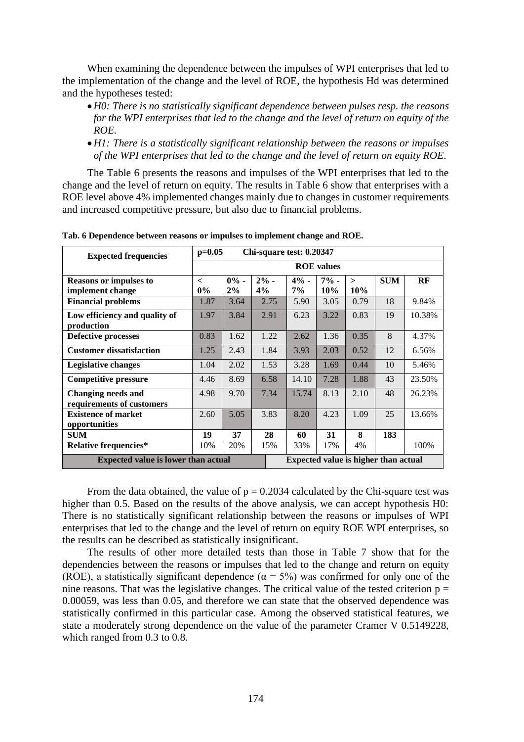When examining the dependence between the impulses of WPI enterprises that led to the implementation of the change and the level of ROE, the hypothesis Hd was determined and the hypotheses tested:

- *H0: There is no statistically significant dependence between pulses resp. the reasons for the WPI enterprises that led to the change and the level of return on equity of the ROE.*
- *H1: There is a statistically significant relationship between the reasons or impulses of the WPI enterprises that led to the change and the level of return on equity ROE.*

The Table 6 presents the reasons and impulses of the WPI enterprises that led to the change and the level of return on equity. The results in Table 6 show that enterprises with a ROE level above 4% implemented changes mainly due to changes in customer requirements and increased competitive pressure, but also due to financial problems.

**Tab. 6 Dependence between reasons or impulses to implement change and ROE.**

| Expected frequencies | p=0.05 | Chi-square test: 0.20347 | | | | | | |
|---|---|---|---|---|---|---|---|---|
| | ROE values | | | | | | | |
| **Reasons or impulses to implement change** | **< 0%** | **0% - 2%** | **2% - 4%** | **4% - 7%** | **7% - 10%** | **> 10%** | **SUM** | **RF** |
| **Financial problems** | 1.87 | 3.64 | 2.75 | 5.90 | 3.05 | 0.79 | 18 | 9.84% |
| **Low efficiency and quality of production** | 1.97 | 3.84 | 2.91 | 6.23 | 3.22 | 0.83 | 19 | 10.38% |
| **Defective processes** | 0.83 | 1.62 | 1.22 | 2.62 | 1.36 | 0.35 | 8 | 4.37% |
| **Customer dissatisfaction** | 1.25 | 2.43 | 1.84 | 3.93 | 2.03 | 0.52 | 12 | 6.56% |
| **Legislative changes** | 1.04 | 2.02 | 1.53 | 3.28 | 1.69 | 0.44 | 10 | 5.46% |
| **Competitive pressure** | 4.46 | 8.69 | 6.58 | 14.10 | 7.28 | 1.88 | 43 | 23.50% |
| **Changing needs and requirements of customers** | 4.98 | 9.70 | 7.34 | 15.74 | 8.13 | 2.10 | 48 | 26.23% |
| **Existence of market opportunities** | 2.60 | 5.05 | 3.83 | 8.20 | 4.23 | 1.09 | 25 | 13.66% |
| **SUM** | **19** | **37** | **28** | **60** | **31** | **8** | **183** | |
| **Relative frequencies*** | 10% | 20% | 15% | 33% | 17% | 4% | | 100% |
| **Expected value is lower than actual** | | | | **Expected value is higher than actual** | | | | |

From the data obtained, the value of $p = 0.2034$ calculated by the Chi-square test was higher than 0.5. Based on the results of the above analysis, we can accept hypothesis H0: There is no statistically significant relationship between the reasons or impulses of WPI enterprises that led to the change and the level of return on equity ROE WPI enterprises, so the results can be described as statistically insignificant.

The results of other more detailed tests than those in Table 7 show that for the dependencies between the reasons or impulses that led to the change and return on equity (ROE), a statistically significant dependence ($\alpha = 5\%$) was confirmed for only one of the nine reasons. That was the legislative changes. The critical value of the tested criterion $p = 0.00059$, was less than 0.05, and therefore we can state that the observed dependence was statistically confirmed in this particular case. Among the observed statistical features, we state a moderately strong dependence on the value of the parameter Cramer V 0.5149228, which ranged from 0.3 to 0.8.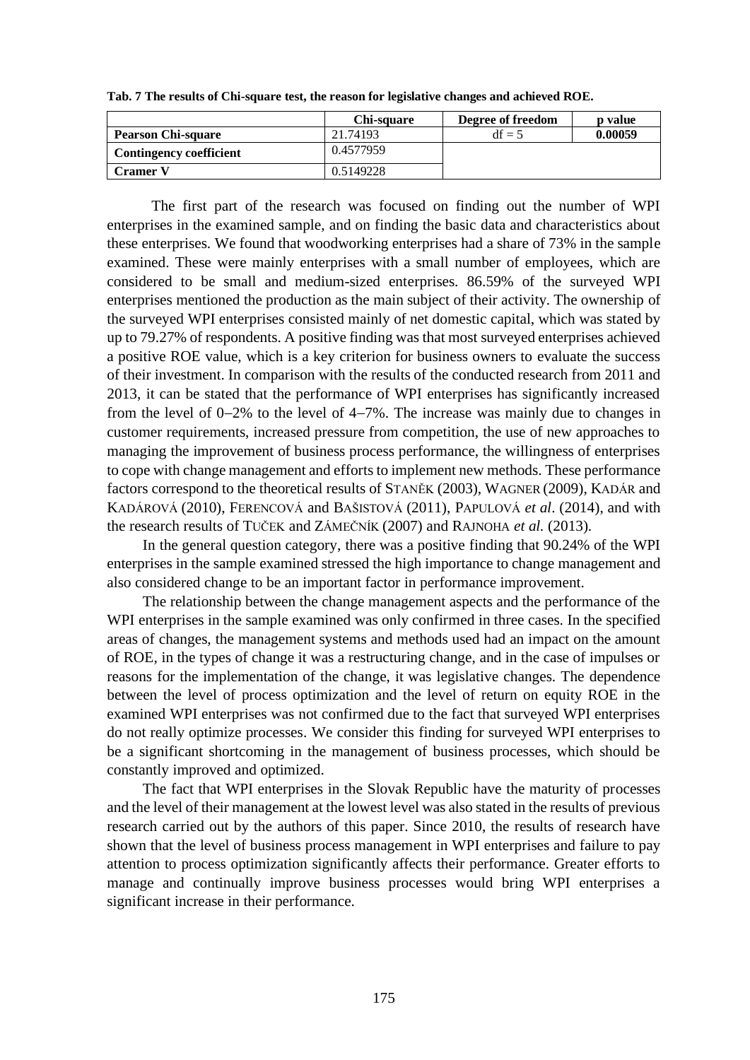**Tab. 7 The results of Chi-square test, the reason for legislative changes and achieved ROE.**

| | Chi-square | Degree of freedom | p value |
|---|---|---|---|
| **Pearson Chi-square** | 21.74193 | df = 5 | **0.00059** |
| **Contingency coefficient** | 0.4577959 | | |
| **Cramer V** | 0.5149228 | | |

The first part of the research was focused on finding out the number of WPI enterprises in the examined sample, and on finding the basic data and characteristics about these enterprises. We found that woodworking enterprises had a share of 73% in the sample examined. These were mainly enterprises with a small number of employees, which are considered to be small and medium-sized enterprises. 86.59% of the surveyed WPI enterprises mentioned the production as the main subject of their activity. The ownership of the surveyed WPI enterprises consisted mainly of net domestic capital, which was stated by up to 79.27% of respondents. A positive finding was that most surveyed enterprises achieved a positive ROE value, which is a key criterion for business owners to evaluate the success of their investment. In comparison with the results of the conducted research from 2011 and 2013, it can be stated that the performance of WPI enterprises has significantly increased from the level of 0–2% to the level of 4–7%. The increase was mainly due to changes in customer requirements, increased pressure from competition, the use of new approaches to managing the improvement of business process performance, the willingness of enterprises to cope with change management and efforts to implement new methods. These performance factors correspond to the theoretical results of STANĚK (2003), WAGNER (2009), KADÁR and KADÁROVÁ (2010), FERENCOVÁ and BAŠISTOVÁ (2011), PAPULOVÁ *et al*. (2014), and with the research results of TUČEK and ZÁMEČNÍK (2007) and RAJNOHA *et al.* (2013).

In the general question category, there was a positive finding that 90.24% of the WPI enterprises in the sample examined stressed the high importance to change management and also considered change to be an important factor in performance improvement.

The relationship between the change management aspects and the performance of the WPI enterprises in the sample examined was only confirmed in three cases. In the specified areas of changes, the management systems and methods used had an impact on the amount of ROE, in the types of change it was a restructuring change, and in the case of impulses or reasons for the implementation of the change, it was legislative changes. The dependence between the level of process optimization and the level of return on equity ROE in the examined WPI enterprises was not confirmed due to the fact that surveyed WPI enterprises do not really optimize processes. We consider this finding for surveyed WPI enterprises to be a significant shortcoming in the management of business processes, which should be constantly improved and optimized.

The fact that WPI enterprises in the Slovak Republic have the maturity of processes and the level of their management at the lowest level was also stated in the results of previous research carried out by the authors of this paper. Since 2010, the results of research have shown that the level of business process management in WPI enterprises and failure to pay attention to process optimization significantly affects their performance. Greater efforts to manage and continually improve business processes would bring WPI enterprises a significant increase in their performance.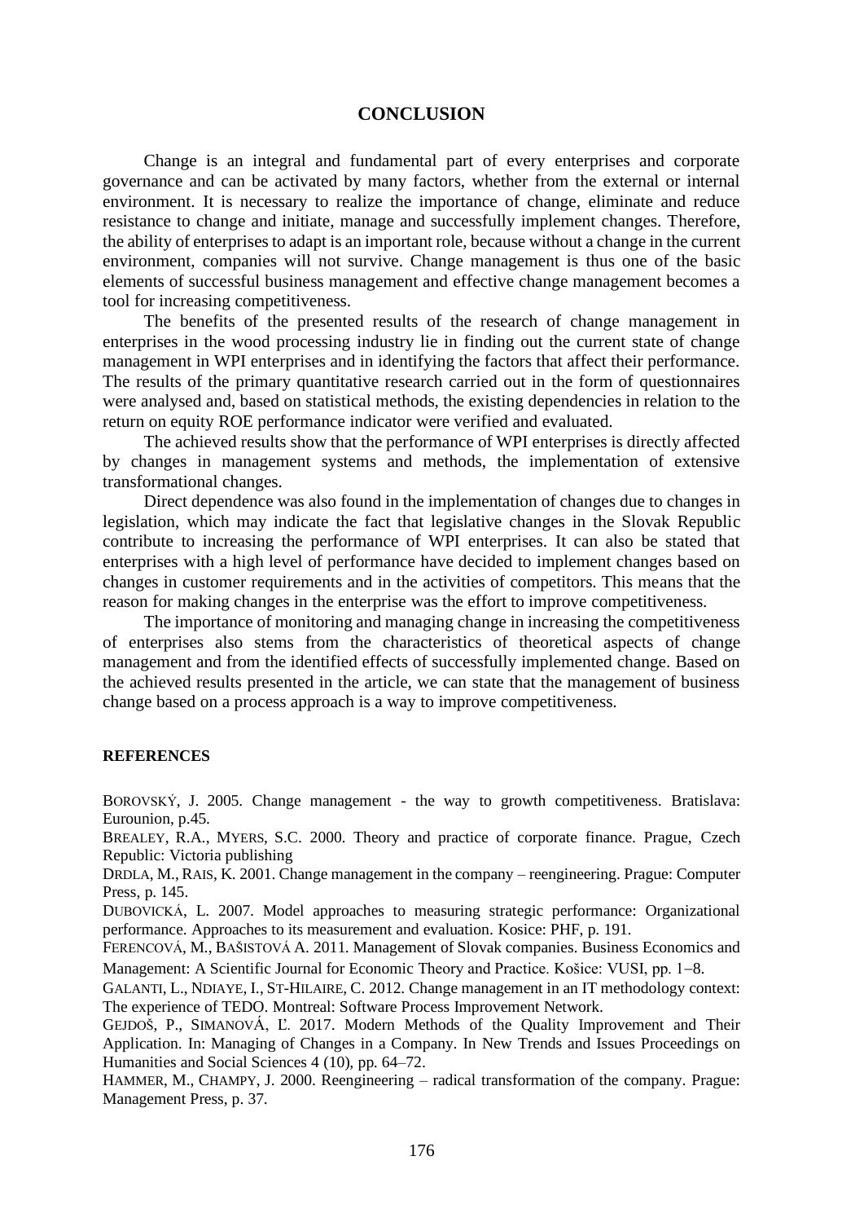# CONCLUSION

Change is an integral and fundamental part of every enterprises and corporate governance and can be activated by many factors, whether from the external or internal environment. It is necessary to realize the importance of change, eliminate and reduce resistance to change and initiate, manage and successfully implement changes. Therefore, the ability of enterprises to adapt is an important role, because without a change in the current environment, companies will not survive. Change management is thus one of the basic elements of successful business management and effective change management becomes a tool for increasing competitiveness.

The benefits of the presented results of the research of change management in enterprises in the wood processing industry lie in finding out the current state of change management in WPI enterprises and in identifying the factors that affect their performance. The results of the primary quantitative research carried out in the form of questionnaires were analysed and, based on statistical methods, the existing dependencies in relation to the return on equity ROE performance indicator were verified and evaluated.

The achieved results show that the performance of WPI enterprises is directly affected by changes in management systems and methods, the implementation of extensive transformational changes.

Direct dependence was also found in the implementation of changes due to changes in legislation, which may indicate the fact that legislative changes in the Slovak Republic contribute to increasing the performance of WPI enterprises. It can also be stated that enterprises with a high level of performance have decided to implement changes based on changes in customer requirements and in the activities of competitors. This means that the reason for making changes in the enterprise was the effort to improve competitiveness.

The importance of monitoring and managing change in increasing the competitiveness of enterprises also stems from the characteristics of theoretical aspects of change management and from the identified effects of successfully implemented change. Based on the achieved results presented in the article, we can state that the management of business change based on a process approach is a way to improve competitiveness.

## REFERENCES

BOROVSKÝ, J. 2005. Change management - the way to growth competitiveness. Bratislava: Eurounion, p.45.

BREALEY, R.A., MYERS, S.C. 2000. Theory and practice of corporate finance. Prague, Czech Republic: Victoria publishing

DRDLA, M., RAIS, K. 2001. Change management in the company – reengineering. Prague: Computer Press, p. 145.

DUBOVICKÁ, L. 2007. Model approaches to measuring strategic performance: Organizational performance. Approaches to its measurement and evaluation. Kosice: PHF, p. 191.

FERENCOVÁ, M., BAŠISTOVÁ A. 2011. Management of Slovak companies. Business Economics and Management: A Scientific Journal for Economic Theory and Practice. Košice: VUSI, pp. 1–8.

GALANTI, L., NDIAYE, I., ST-HILAIRE, C. 2012. Change management in an IT methodology context: The experience of TEDO. Montreal: Software Process Improvement Network.

GEJDOŠ, P., SIMANOVÁ, Ľ. 2017. Modern Methods of the Quality Improvement and Their Application. In: Managing of Changes in a Company. In New Trends and Issues Proceedings on Humanities and Social Sciences 4 (10), pp. 64–72.

HAMMER, M., CHAMPY, J. 2000. Reengineering – radical transformation of the company. Prague: Management Press, p. 37.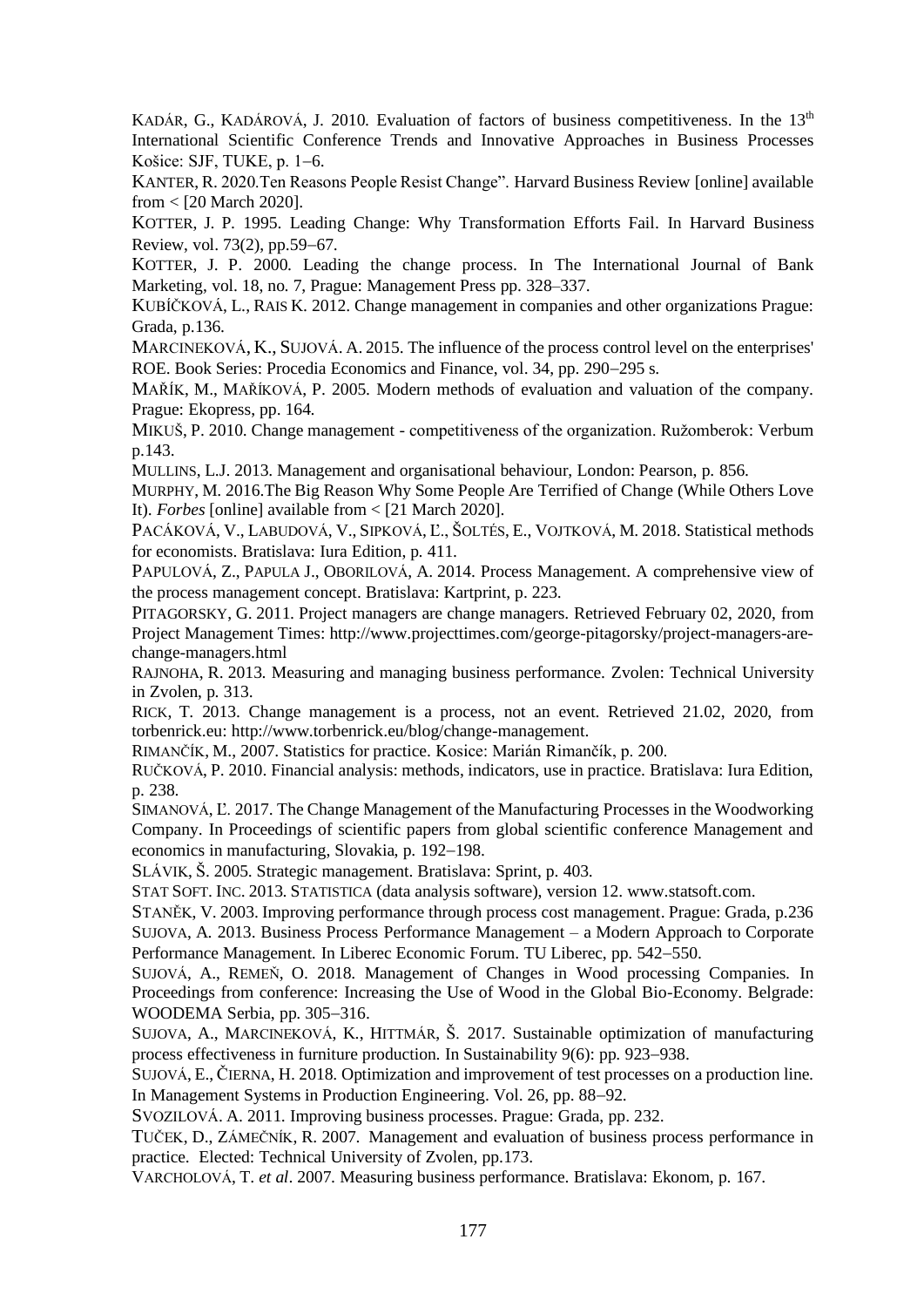KADÁR, G., KADÁROVÁ, J. 2010. Evaluation of factors of business competitiveness. In the 13th International Scientific Conference Trends and Innovative Approaches in Business Processes Košice: SJF, TUKE, p. 1−6.

KANTER, R. 2020.Ten Reasons People Resist Change". Harvard Business Review [online] available from < [20 March 2020].

KOTTER, J. P. 1995. Leading Change: Why Transformation Efforts Fail. In Harvard Business Review, vol. 73(2), pp.59−67.

KOTTER, J. P. 2000. Leading the change process. In The International Journal of Bank Marketing, vol. 18, no. 7, Prague: Management Press pp. 328–337.

KUBÍČKOVÁ, L., RAIS K. 2012. Change management in companies and other organizations Prague: Grada, p.136.

MARCINEKOVÁ, K., SUJOVÁ. A. 2015. The influence of the process control level on the enterprises' ROE. Book Series: Procedia Economics and Finance, vol. 34, pp. 290−295 s.

MAŘÍK, M., MAŘÍKOVÁ, P. 2005. Modern methods of evaluation and valuation of the company. Prague: Ekopress, pp. 164.

MIKUŠ, P. 2010. Change management - competitiveness of the organization. Ružomberok: Verbum p.143.

MULLINS, L.J. 2013. Management and organisational behaviour, London: Pearson, p. 856.

MURPHY, M. 2016.The Big Reason Why Some People Are Terrified of Change (While Others Love It). *Forbes* [online] available from < [21 March 2020].

PACÁKOVÁ, V., LABUDOVÁ, V., SIPKOVÁ, Ľ., ŠOLTÉS, E., VOJTKOVÁ, M. 2018. Statistical methods for economists. Bratislava: Iura Edition, p. 411.

PAPULOVÁ, Z., PAPULA J., OBORILOVÁ, A. 2014. Process Management. A comprehensive view of the process management concept. Bratislava: Kartprint, p. 223.

PITAGORSKY, G. 2011. Project managers are change managers. Retrieved February 02, 2020, from Project Management Times: http://www.projecttimes.com/george-pitagorsky/project-managers-are-change-managers.html

RAJNOHA, R. 2013. Measuring and managing business performance. Zvolen: Technical University in Zvolen, p. 313.

RICK, T. 2013. Change management is a process, not an event. Retrieved 21.02, 2020, from torbenrick.eu: http://www.torbenrick.eu/blog/change-management.

RIMANČÍK, M., 2007. Statistics for practice. Kosice: Marián Rimančík, p. 200.

RUČKOVÁ, P. 2010. Financial analysis: methods, indicators, use in practice. Bratislava: Iura Edition, p. 238.

SIMANOVÁ, Ľ. 2017. The Change Management of the Manufacturing Processes in the Woodworking Company. In Proceedings of scientific papers from global scientific conference Management and economics in manufacturing, Slovakia, p. 192−198.

SLÁVIK, Š. 2005. Strategic management. Bratislava: Sprint, p. 403.

STAT SOFT. INC. 2013. STATISTICA (data analysis software), version 12. www.statsoft.com.

STANĚK, V. 2003. Improving performance through process cost management. Prague: Grada, p.236

SUJOVA, A. 2013. Business Process Performance Management – a Modern Approach to Corporate Performance Management. In Liberec Economic Forum. TU Liberec, pp. 542−550.

SUJOVÁ, A., REMEŇ, O. 2018. Management of Changes in Wood processing Companies. In Proceedings from conference: Increasing the Use of Wood in the Global Bio-Economy. Belgrade: WOODEMA Serbia, pp. 305−316.

SUJOVA, A., MARCINEKOVÁ, K., HITTMÁR, Š. 2017. Sustainable optimization of manufacturing process effectiveness in furniture production. In Sustainability 9(6): pp. 923−938.

SUJOVÁ, E., ČIERNA, H. 2018. Optimization and improvement of test processes on a production line. In Management Systems in Production Engineering. Vol. 26, pp. 88−92.

SVOZILOVÁ. A. 2011. Improving business processes. Prague: Grada, pp. 232.

TUČEK, D., ZÁMEČNÍK, R. 2007. Management and evaluation of business process performance in practice. Elected: Technical University of Zvolen, pp.173.

VARCHOLOVÁ, T. *et al*. 2007. Measuring business performance. Bratislava: Ekonom, p. 167.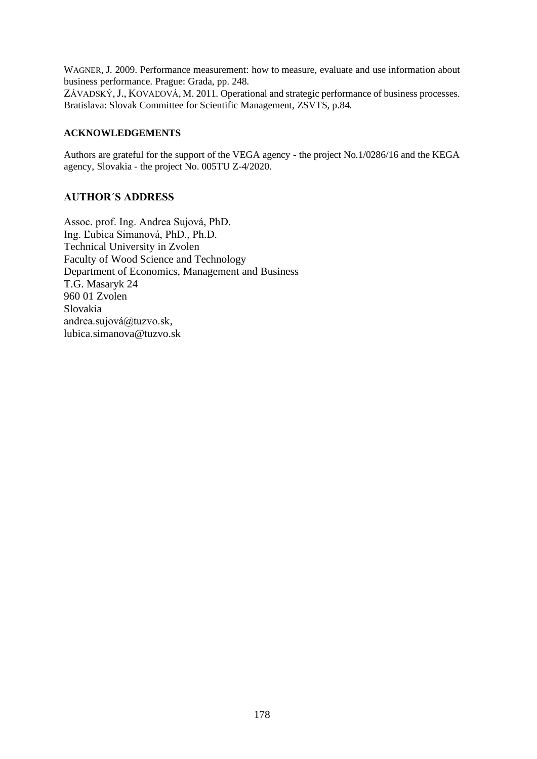WAGNER, J. 2009. Performance measurement: how to measure, evaluate and use information about business performance. Prague: Grada, pp. 248.
ZÁVADSKÝ, J., KOVAĽOVÁ, M. 2011. Operational and strategic performance of business processes. Bratislava: Slovak Committee for Scientific Management, ZSVTS, p.84.

**ACKNOWLEDGEMENTS**

Authors are grateful for the support of the VEGA agency - the project No.1/0286/16 and the KEGA agency, Slovakia - the project No. 005TU Z-4/2020.

## AUTHOR´S ADDRESS

Assoc. prof. Ing. Andrea Sujová, PhD.
Ing. Ľubica Simanová, PhD., Ph.D.
Technical University in Zvolen
Faculty of Wood Science and Technology
Department of Economics, Management and Business
T.G. Masaryk 24
960 01 Zvolen
Slovakia
andrea.sujová@tuzvo.sk,
lubica.simanova@tuzvo.sk